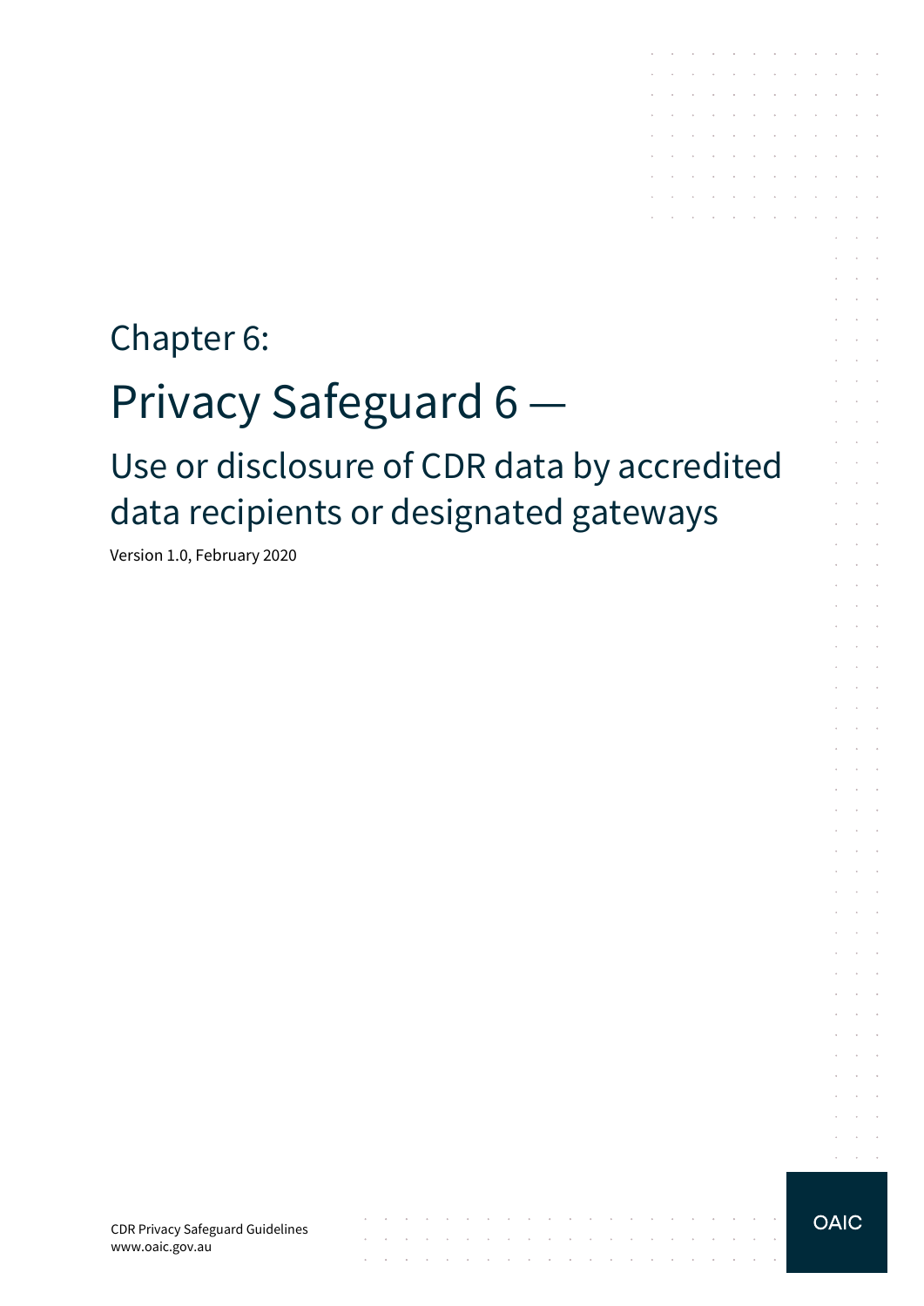# Chapter 6:

# Privacy Safeguard 6 —

## Use or disclosure of CDR data by accredited data recipients or designated gateways

Version 1.0, February 2020

CDR Privacy Safeguard Guidelines
www.oaic.gov.au

OAIC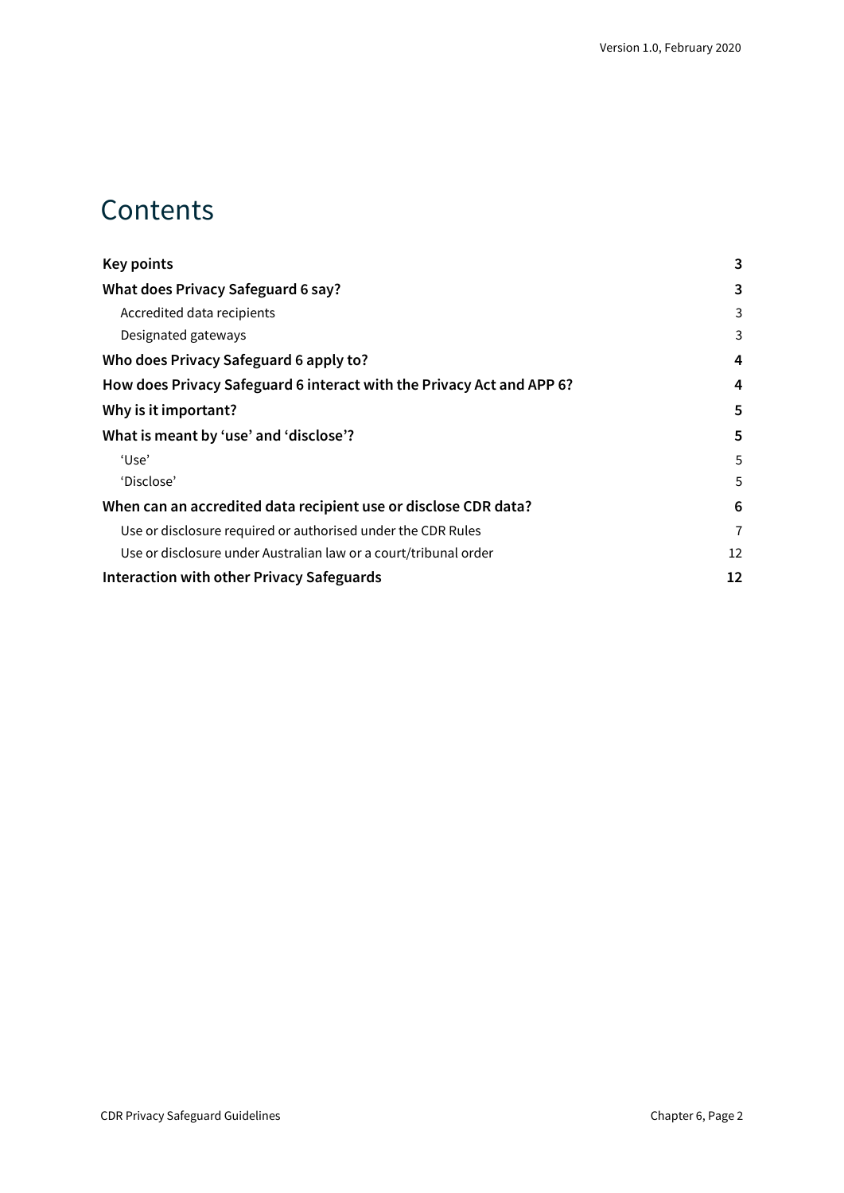# Contents

| | |
|---|---|
| **Key points** | **3** |
| **What does Privacy Safeguard 6 say?** | **3** |
| Accredited data recipients | 3 |
| Designated gateways | 3 |
| **Who does Privacy Safeguard 6 apply to?** | **4** |
| **How does Privacy Safeguard 6 interact with the Privacy Act and APP 6?** | **4** |
| **Why is it important?** | **5** |
| **What is meant by 'use' and 'disclose'?** | **5** |
| 'Use' | 5 |
| 'Disclose' | 5 |
| **When can an accredited data recipient use or disclose CDR data?** | **6** |
| Use or disclosure required or authorised under the CDR Rules | 7 |
| Use or disclosure under Australian law or a court/tribunal order | 12 |
| **Interaction with other Privacy Safeguards** | **12** |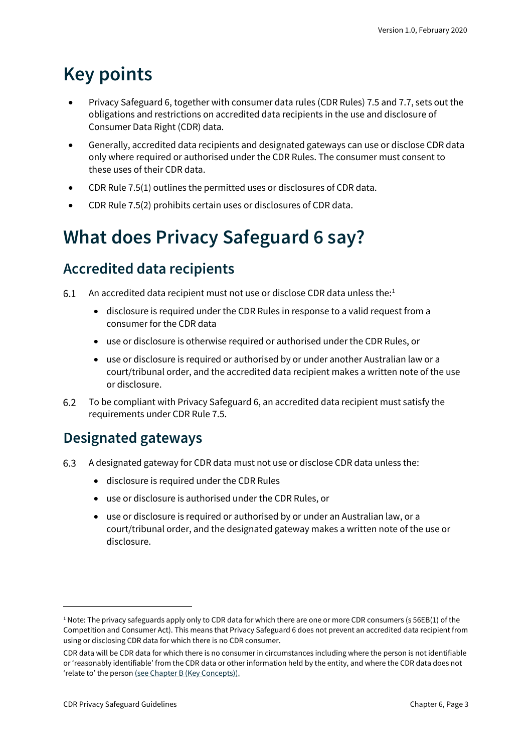# Key points

- Privacy Safeguard 6, together with consumer data rules (CDR Rules) 7.5 and 7.7, sets out the obligations and restrictions on accredited data recipients in the use and disclosure of Consumer Data Right (CDR) data.
- Generally, accredited data recipients and designated gateways can use or disclose CDR data only where required or authorised under the CDR Rules. The consumer must consent to these uses of their CDR data.
- CDR Rule 7.5(1) outlines the permitted uses or disclosures of CDR data.
- CDR Rule 7.5(2) prohibits certain uses or disclosures of CDR data.

# What does Privacy Safeguard 6 say?

## Accredited data recipients

6.1 An accredited data recipient must not use or disclose CDR data unless the:[1]

- disclosure is required under the CDR Rules in response to a valid request from a consumer for the CDR data
- use or disclosure is otherwise required or authorised under the CDR Rules, or
- use or disclosure is required or authorised by or under another Australian law or a court/tribunal order, and the accredited data recipient makes a written note of the use or disclosure.

6.2 To be compliant with Privacy Safeguard 6, an accredited data recipient must satisfy the requirements under CDR Rule 7.5.

## Designated gateways

6.3 A designated gateway for CDR data must not use or disclose CDR data unless the:

- disclosure is required under the CDR Rules
- use or disclosure is authorised under the CDR Rules, or
- use or disclosure is required or authorised by or under an Australian law, or a court/tribunal order, and the designated gateway makes a written note of the use or disclosure.

---

[1] Note: The privacy safeguards apply only to CDR data for which there are one or more CDR consumers (s 56EB(1) of the Competition and Consumer Act). This means that Privacy Safeguard 6 does not prevent an accredited data recipient from using or disclosing CDR data for which there is no CDR consumer.

CDR data will be CDR data for which there is no consumer in circumstances including where the person is not identifiable or 'reasonably identifiable' from the CDR data or other information held by the entity, and where the CDR data does not 'relate to' the person (see Chapter B (Key Concepts)).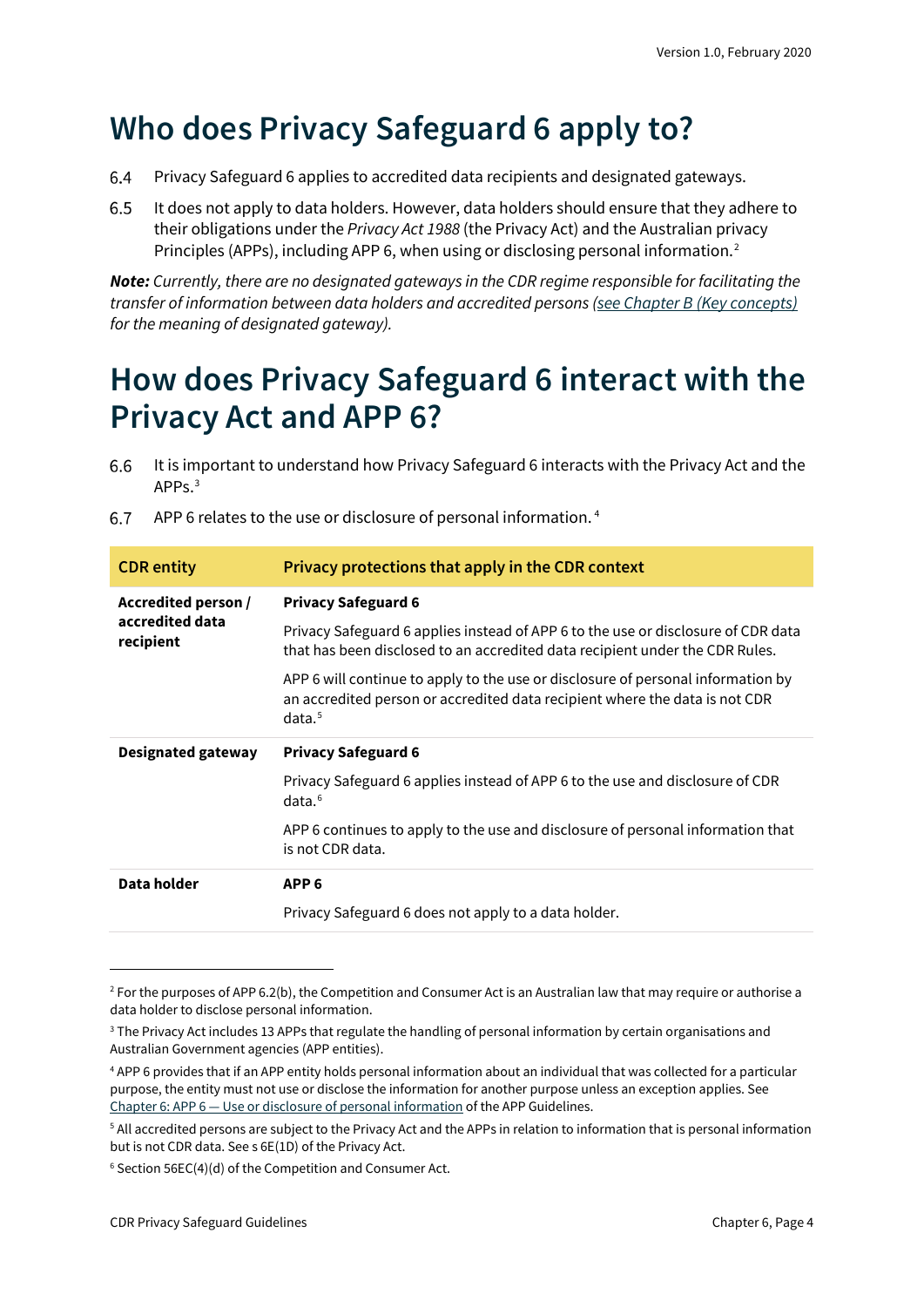# Who does Privacy Safeguard 6 apply to?

6.4 Privacy Safeguard 6 applies to accredited data recipients and designated gateways.

6.5 It does not apply to data holders. However, data holders should ensure that they adhere to their obligations under the *Privacy Act 1988* (the Privacy Act) and the Australian privacy Principles (APPs), including APP 6, when using or disclosing personal information.[2]

***Note:*** *Currently, there are no designated gateways in the CDR regime responsible for facilitating the transfer of information between data holders and accredited persons [(see Chapter B (Key concepts)](#) for the meaning of designated gateway).*

# How does Privacy Safeguard 6 interact with the Privacy Act and APP 6?

6.6 It is important to understand how Privacy Safeguard 6 interacts with the Privacy Act and the APPs.[3]

6.7 APP 6 relates to the use or disclosure of personal information.[4]

| CDR entity | Privacy protections that apply in the CDR context |
|---|---|
| **Accredited person / accredited data recipient** | **Privacy Safeguard 6**<br><br>Privacy Safeguard 6 applies instead of APP 6 to the use or disclosure of CDR data that has been disclosed to an accredited data recipient under the CDR Rules.<br><br>APP 6 will continue to apply to the use or disclosure of personal information by an accredited person or accredited data recipient where the data is not CDR data.[5] |
| **Designated gateway** | **Privacy Safeguard 6**<br><br>Privacy Safeguard 6 applies instead of APP 6 to the use and disclosure of CDR data.[6]<br><br>APP 6 continues to apply to the use and disclosure of personal information that is not CDR data. |
| **Data holder** | **APP 6**<br><br>Privacy Safeguard 6 does not apply to a data holder. |

[2] For the purposes of APP 6.2(b), the Competition and Consumer Act is an Australian law that may require or authorise a data holder to disclose personal information.

[3] The Privacy Act includes 13 APPs that regulate the handling of personal information by certain organisations and Australian Government agencies (APP entities).

[4] APP 6 provides that if an APP entity holds personal information about an individual that was collected for a particular purpose, the entity must not use or disclose the information for another purpose unless an exception applies. See [Chapter 6: APP 6 — Use or disclosure of personal information](#) of the APP Guidelines.

[5] All accredited persons are subject to the Privacy Act and the APPs in relation to information that is personal information but is not CDR data. See s 6E(1D) of the Privacy Act.

[6] Section 56EC(4)(d) of the Competition and Consumer Act.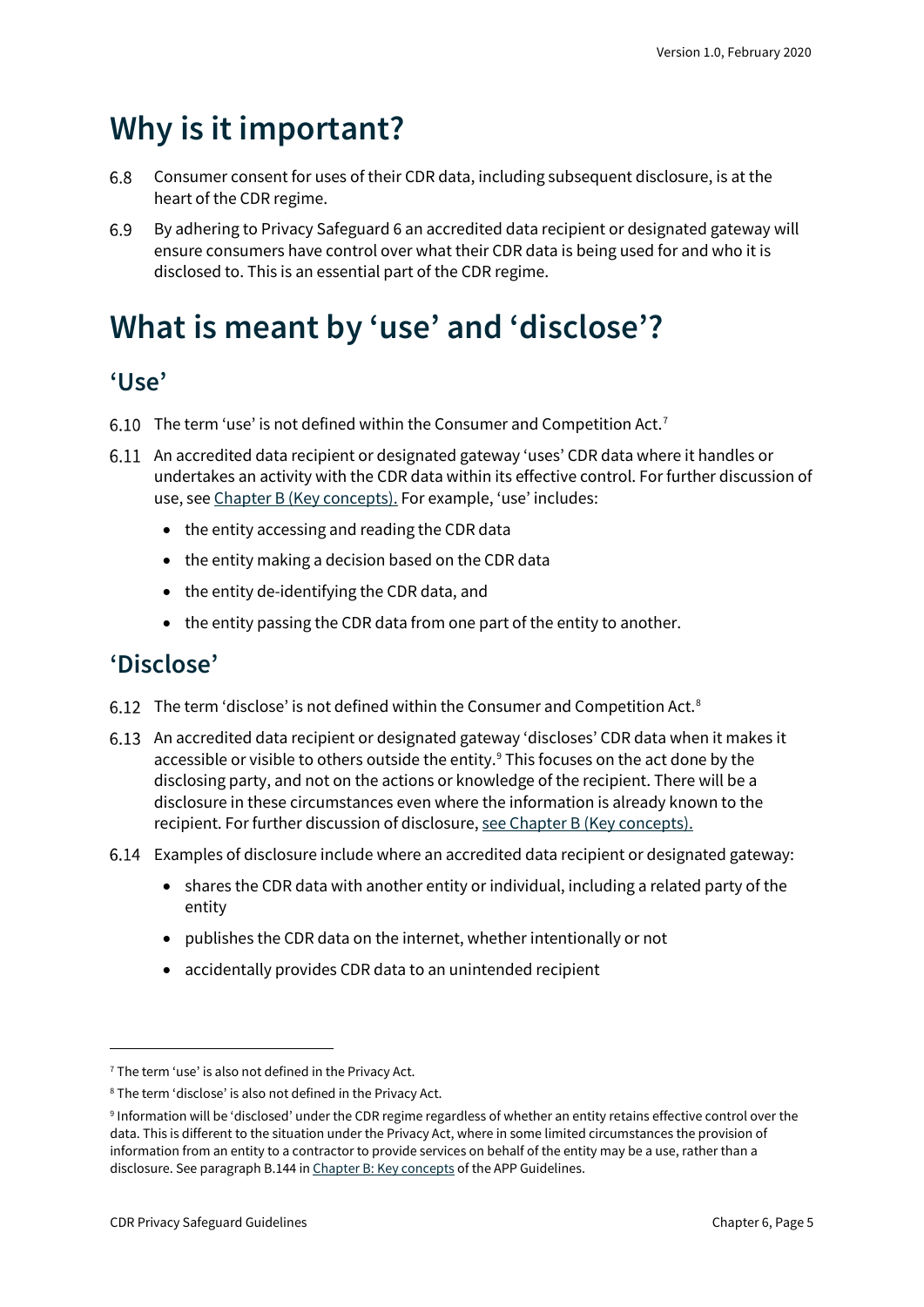# Why is it important?

6.8 Consumer consent for uses of their CDR data, including subsequent disclosure, is at the heart of the CDR regime.

6.9 By adhering to Privacy Safeguard 6 an accredited data recipient or designated gateway will ensure consumers have control over what their CDR data is being used for and who it is disclosed to. This is an essential part of the CDR regime.

# What is meant by 'use' and 'disclose'?

## 'Use'

6.10 The term 'use' is not defined within the Consumer and Competition Act.[7]

6.11 An accredited data recipient or designated gateway 'uses' CDR data where it handles or undertakes an activity with the CDR data within its effective control. For further discussion of use, see Chapter B (Key concepts). For example, 'use' includes:

- the entity accessing and reading the CDR data
- the entity making a decision based on the CDR data
- the entity de-identifying the CDR data, and
- the entity passing the CDR data from one part of the entity to another.

## 'Disclose'

6.12 The term 'disclose' is not defined within the Consumer and Competition Act.[8]

6.13 An accredited data recipient or designated gateway 'discloses' CDR data when it makes it accessible or visible to others outside the entity.[9] This focuses on the act done by the disclosing party, and not on the actions or knowledge of the recipient. There will be a disclosure in these circumstances even where the information is already known to the recipient. For further discussion of disclosure, see Chapter B (Key concepts).

6.14 Examples of disclosure include where an accredited data recipient or designated gateway:

- shares the CDR data with another entity or individual, including a related party of the entity
- publishes the CDR data on the internet, whether intentionally or not
- accidentally provides CDR data to an unintended recipient

---

[7] The term 'use' is also not defined in the Privacy Act.

[8] The term 'disclose' is also not defined in the Privacy Act.

[9] Information will be 'disclosed' under the CDR regime regardless of whether an entity retains effective control over the data. This is different to the situation under the Privacy Act, where in some limited circumstances the provision of information from an entity to a contractor to provide services on behalf of the entity may be a use, rather than a disclosure. See paragraph B.144 in Chapter B: Key concepts of the APP Guidelines.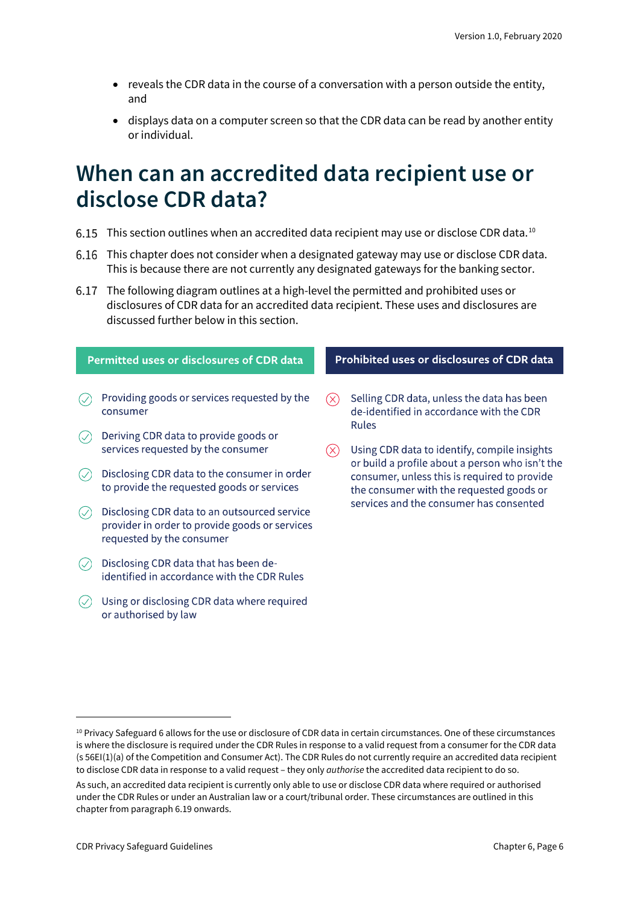- reveals the CDR data in the course of a conversation with a person outside the entity, and
- displays data on a computer screen so that the CDR data can be read by another entity or individual.

# When can an accredited data recipient use or disclose CDR data?

6.15 This section outlines when an accredited data recipient may use or disclose CDR data.[10]

6.16 This chapter does not consider when a designated gateway may use or disclose CDR data. This is because there are not currently any designated gateways for the banking sector.

6.17 The following diagram outlines at a high-level the permitted and prohibited uses or disclosures of CDR data for an accredited data recipient. These uses and disclosures are discussed further below in this section.

**Permitted uses or disclosures of CDR data**

- Providing goods or services requested by the consumer
- Deriving CDR data to provide goods or services requested by the consumer
- Disclosing CDR data to the consumer in order to provide the requested goods or services
- Disclosing CDR data to an outsourced service provider in order to provide goods or services requested by the consumer
- Disclosing CDR data that has been de-identified in accordance with the CDR Rules
- Using or disclosing CDR data where required or authorised by law

**Prohibited uses or disclosures of CDR data**

- Selling CDR data, unless the data has been de-identified in accordance with the CDR Rules
- Using CDR data to identify, compile insights or build a profile about a person who isn't the consumer, unless this is required to provide the consumer with the requested goods or services and the consumer has consented

---

[10] Privacy Safeguard 6 allows for the use or disclosure of CDR data in certain circumstances. One of these circumstances is where the disclosure is required under the CDR Rules in response to a valid request from a consumer for the CDR data (s 56EI(1)(a) of the Competition and Consumer Act). The CDR Rules do not currently require an accredited data recipient to disclose CDR data in response to a valid request – they only *authorise* the accredited data recipient to do so.

As such, an accredited data recipient is currently only able to use or disclose CDR data where required or authorised under the CDR Rules or under an Australian law or a court/tribunal order. These circumstances are outlined in this chapter from paragraph 6.19 onwards.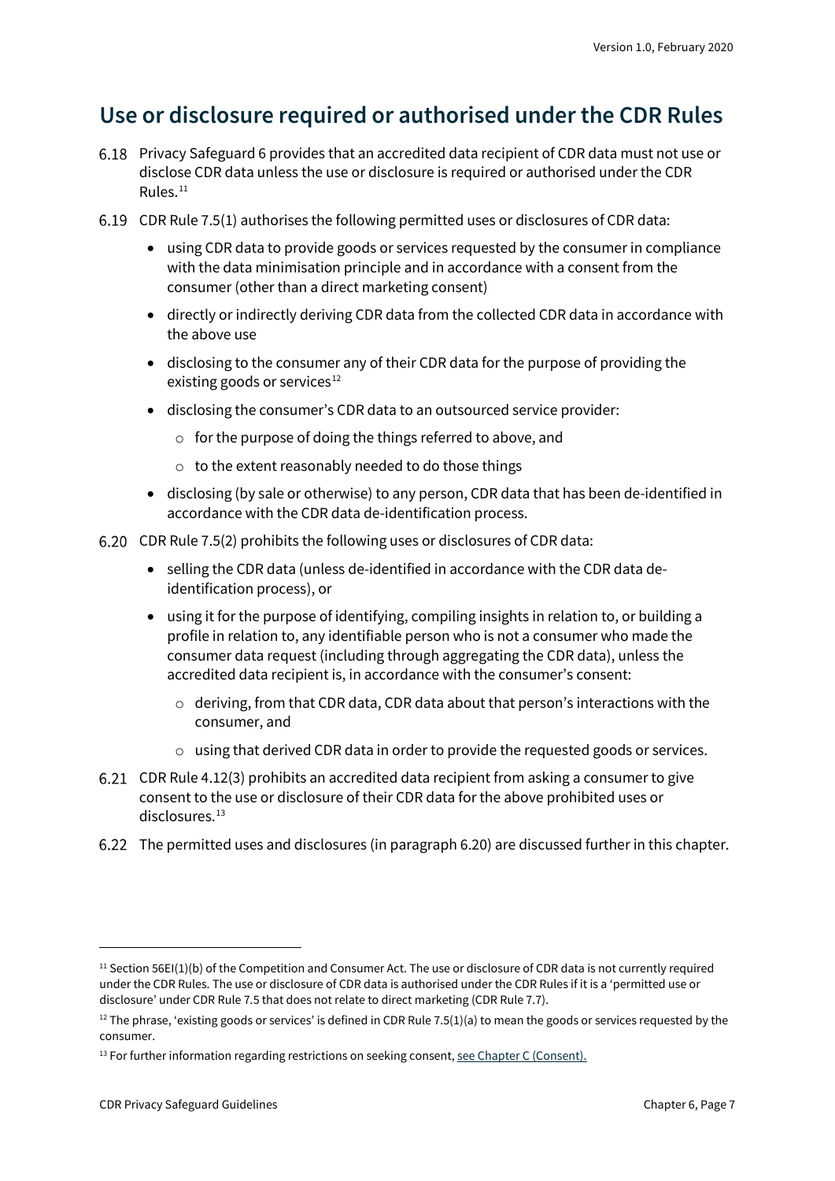## Use or disclosure required or authorised under the CDR Rules

6.18 Privacy Safeguard 6 provides that an accredited data recipient of CDR data must not use or disclose CDR data unless the use or disclosure is required or authorised under the CDR Rules.[11]

6.19 CDR Rule 7.5(1) authorises the following permitted uses or disclosures of CDR data:

- using CDR data to provide goods or services requested by the consumer in compliance with the data minimisation principle and in accordance with a consent from the consumer (other than a direct marketing consent)
- directly or indirectly deriving CDR data from the collected CDR data in accordance with the above use
- disclosing to the consumer any of their CDR data for the purpose of providing the existing goods or services[12]
- disclosing the consumer's CDR data to an outsourced service provider:
  - for the purpose of doing the things referred to above, and
  - to the extent reasonably needed to do those things
- disclosing (by sale or otherwise) to any person, CDR data that has been de-identified in accordance with the CDR data de-identification process.

6.20 CDR Rule 7.5(2) prohibits the following uses or disclosures of CDR data:

- selling the CDR data (unless de-identified in accordance with the CDR data de-identification process), or
- using it for the purpose of identifying, compiling insights in relation to, or building a profile in relation to, any identifiable person who is not a consumer who made the consumer data request (including through aggregating the CDR data), unless the accredited data recipient is, in accordance with the consumer's consent:
  - deriving, from that CDR data, CDR data about that person's interactions with the consumer, and
  - using that derived CDR data in order to provide the requested goods or services.

6.21 CDR Rule 4.12(3) prohibits an accredited data recipient from asking a consumer to give consent to the use or disclosure of their CDR data for the above prohibited uses or disclosures.[13]

6.22 The permitted uses and disclosures (in paragraph 6.20) are discussed further in this chapter.

---

[11] Section 56EI(1)(b) of the Competition and Consumer Act. The use or disclosure of CDR data is not currently required under the CDR Rules. The use or disclosure of CDR data is authorised under the CDR Rules if it is a 'permitted use or disclosure' under CDR Rule 7.5 that does not relate to direct marketing (CDR Rule 7.7).

[12] The phrase, 'existing goods or services' is defined in CDR Rule 7.5(1)(a) to mean the goods or services requested by the consumer.

[13] For further information regarding restrictions on seeking consent, see Chapter C (Consent).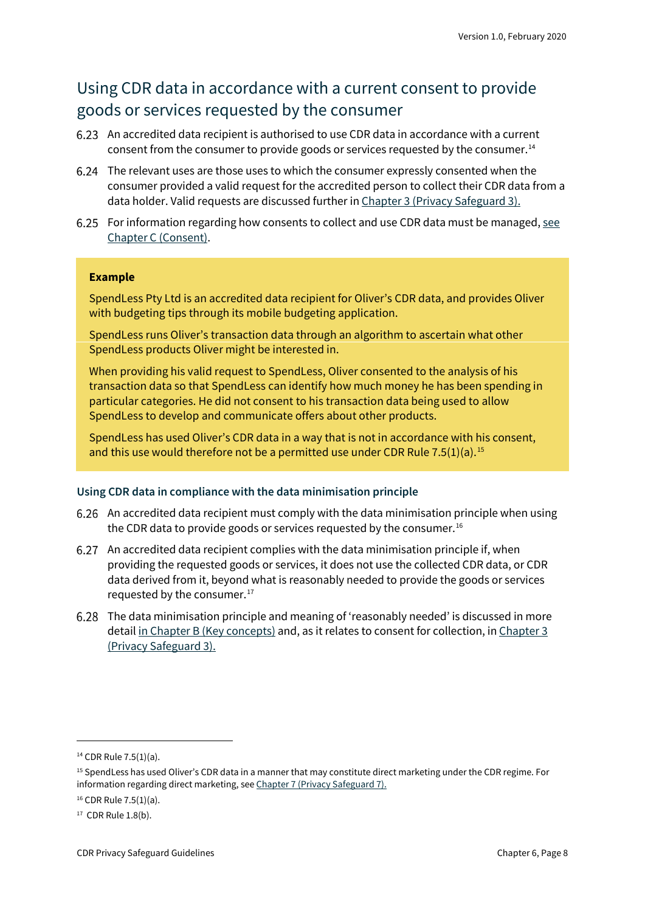## Using CDR data in accordance with a current consent to provide goods or services requested by the consumer

6.23 An accredited data recipient is authorised to use CDR data in accordance with a current consent from the consumer to provide goods or services requested by the consumer.[14]

6.24 The relevant uses are those uses to which the consumer expressly consented when the consumer provided a valid request for the accredited person to collect their CDR data from a data holder. Valid requests are discussed further in Chapter 3 (Privacy Safeguard 3).

6.25 For information regarding how consents to collect and use CDR data must be managed, see Chapter C (Consent).

> **Example**
>
> SpendLess Pty Ltd is an accredited data recipient for Oliver's CDR data, and provides Oliver with budgeting tips through its mobile budgeting application.
>
> SpendLess runs Oliver's transaction data through an algorithm to ascertain what other SpendLess products Oliver might be interested in.
>
> When providing his valid request to SpendLess, Oliver consented to the analysis of his transaction data so that SpendLess can identify how much money he has been spending in particular categories. He did not consent to his transaction data being used to allow SpendLess to develop and communicate offers about other products.
>
> SpendLess has used Oliver's CDR data in a way that is not in accordance with his consent, and this use would therefore not be a permitted use under CDR Rule 7.5(1)(a).[15]

### Using CDR data in compliance with the data minimisation principle

6.26 An accredited data recipient must comply with the data minimisation principle when using the CDR data to provide goods or services requested by the consumer.[16]

6.27 An accredited data recipient complies with the data minimisation principle if, when providing the requested goods or services, it does not use the collected CDR data, or CDR data derived from it, beyond what is reasonably needed to provide the goods or services requested by the consumer.[17]

6.28 The data minimisation principle and meaning of 'reasonably needed' is discussed in more detail in Chapter B (Key concepts) and, as it relates to consent for collection, in Chapter 3 (Privacy Safeguard 3).

---

[14] CDR Rule 7.5(1)(a).

[15] SpendLess has used Oliver's CDR data in a manner that may constitute direct marketing under the CDR regime. For information regarding direct marketing, see Chapter 7 (Privacy Safeguard 7).

[16] CDR Rule 7.5(1)(a).

[17] CDR Rule 1.8(b).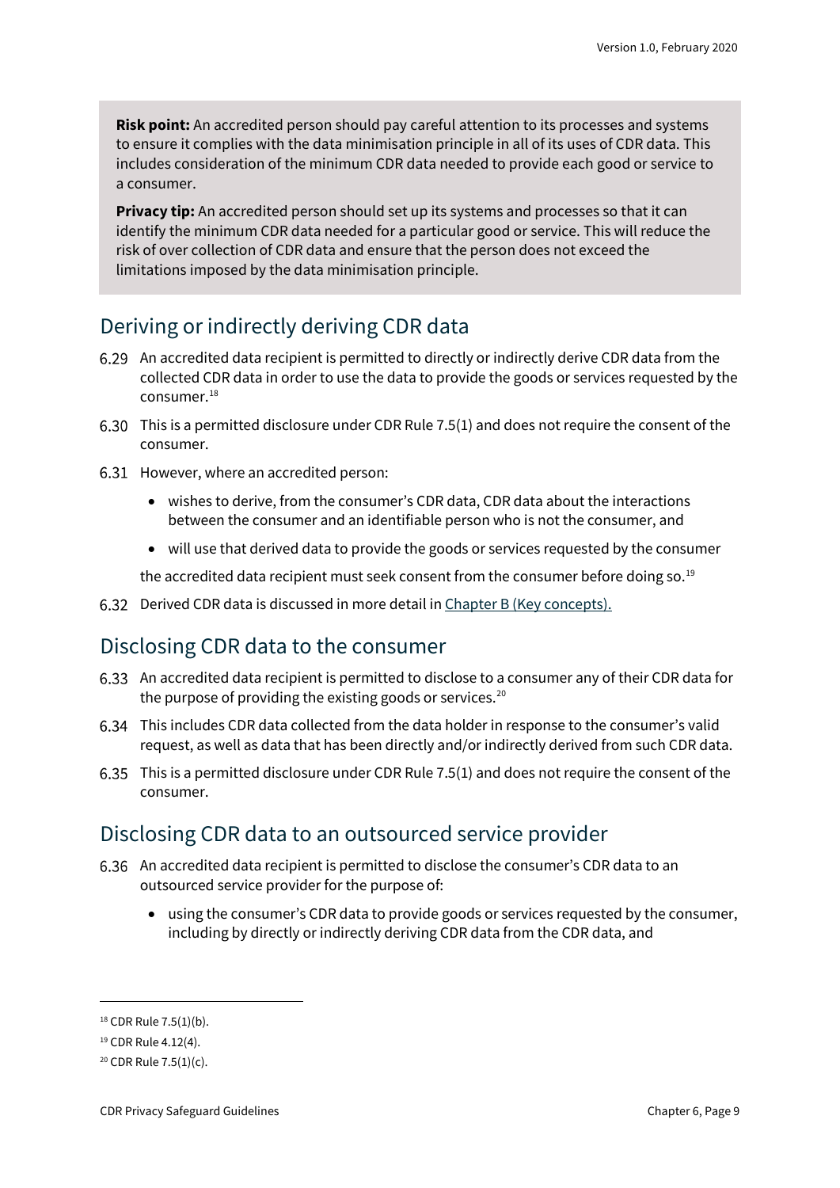**Risk point:** An accredited person should pay careful attention to its processes and systems to ensure it complies with the data minimisation principle in all of its uses of CDR data. This includes consideration of the minimum CDR data needed to provide each good or service to a consumer.

**Privacy tip:** An accredited person should set up its systems and processes so that it can identify the minimum CDR data needed for a particular good or service. This will reduce the risk of over collection of CDR data and ensure that the person does not exceed the limitations imposed by the data minimisation principle.

## Deriving or indirectly deriving CDR data

6.29 An accredited data recipient is permitted to directly or indirectly derive CDR data from the collected CDR data in order to use the data to provide the goods or services requested by the consumer.[18]

6.30 This is a permitted disclosure under CDR Rule 7.5(1) and does not require the consent of the consumer.

6.31 However, where an accredited person:

- wishes to derive, from the consumer's CDR data, CDR data about the interactions between the consumer and an identifiable person who is not the consumer, and
- will use that derived data to provide the goods or services requested by the consumer

the accredited data recipient must seek consent from the consumer before doing so.[19]

6.32 Derived CDR data is discussed in more detail in Chapter B (Key concepts).

## Disclosing CDR data to the consumer

6.33 An accredited data recipient is permitted to disclose to a consumer any of their CDR data for the purpose of providing the existing goods or services.[20]

6.34 This includes CDR data collected from the data holder in response to the consumer's valid request, as well as data that has been directly and/or indirectly derived from such CDR data.

6.35 This is a permitted disclosure under CDR Rule 7.5(1) and does not require the consent of the consumer.

## Disclosing CDR data to an outsourced service provider

6.36 An accredited data recipient is permitted to disclose the consumer's CDR data to an outsourced service provider for the purpose of:

- using the consumer's CDR data to provide goods or services requested by the consumer, including by directly or indirectly deriving CDR data from the CDR data, and

---

[18] CDR Rule 7.5(1)(b).

[19] CDR Rule 4.12(4).

[20] CDR Rule 7.5(1)(c).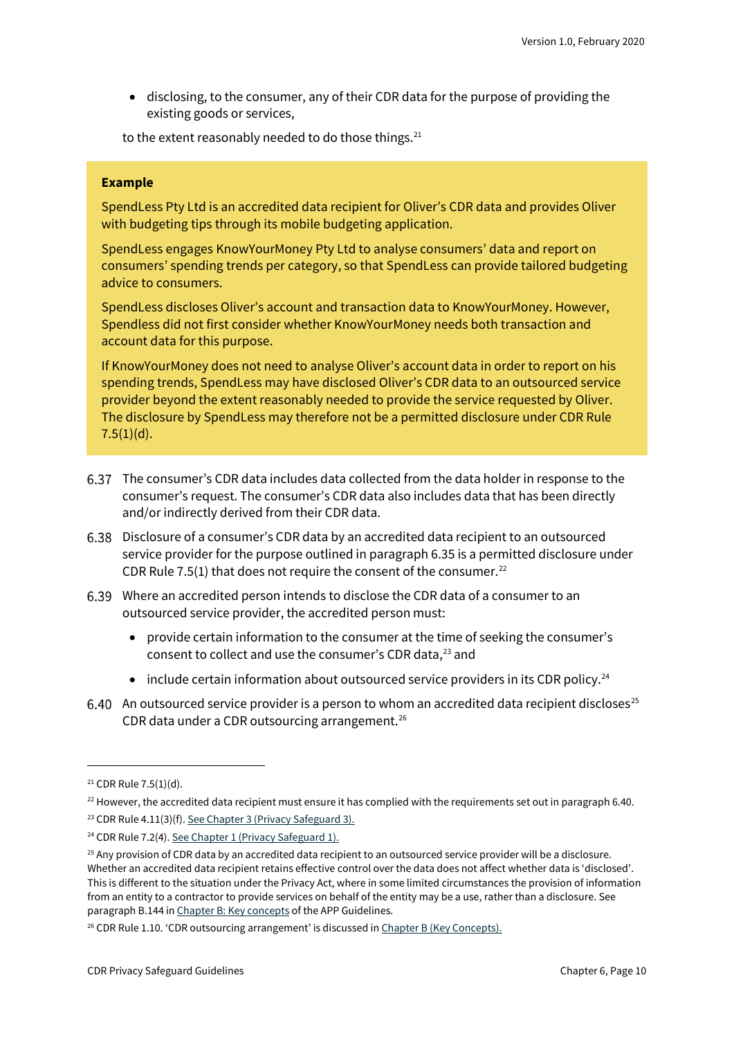- disclosing, to the consumer, any of their CDR data for the purpose of providing the existing goods or services,

to the extent reasonably needed to do those things.[21]

> **Example**
>
> SpendLess Pty Ltd is an accredited data recipient for Oliver's CDR data and provides Oliver with budgeting tips through its mobile budgeting application.
>
> SpendLess engages KnowYourMoney Pty Ltd to analyse consumers' data and report on consumers' spending trends per category, so that SpendLess can provide tailored budgeting advice to consumers.
>
> SpendLess discloses Oliver's account and transaction data to KnowYourMoney. However, Spendless did not first consider whether KnowYourMoney needs both transaction and account data for this purpose.
>
> If KnowYourMoney does not need to analyse Oliver's account data in order to report on his spending trends, SpendLess may have disclosed Oliver's CDR data to an outsourced service provider beyond the extent reasonably needed to provide the service requested by Oliver. The disclosure by SpendLess may therefore not be a permitted disclosure under CDR Rule 7.5(1)(d).

6.37 The consumer's CDR data includes data collected from the data holder in response to the consumer's request. The consumer's CDR data also includes data that has been directly and/or indirectly derived from their CDR data.

6.38 Disclosure of a consumer's CDR data by an accredited data recipient to an outsourced service provider for the purpose outlined in paragraph 6.35 is a permitted disclosure under CDR Rule 7.5(1) that does not require the consent of the consumer.[22]

6.39 Where an accredited person intends to disclose the CDR data of a consumer to an outsourced service provider, the accredited person must:

- provide certain information to the consumer at the time of seeking the consumer's consent to collect and use the consumer's CDR data,[23] and
- include certain information about outsourced service providers in its CDR policy.[24]

6.40 An outsourced service provider is a person to whom an accredited data recipient discloses[25] CDR data under a CDR outsourcing arrangement.[26]

---

[21] CDR Rule 7.5(1)(d).

[22] However, the accredited data recipient must ensure it has complied with the requirements set out in paragraph 6.40.

[23] CDR Rule 4.11(3)(f). See Chapter 3 (Privacy Safeguard 3).

[24] CDR Rule 7.2(4). See Chapter 1 (Privacy Safeguard 1).

[25] Any provision of CDR data by an accredited data recipient to an outsourced service provider will be a disclosure. Whether an accredited data recipient retains effective control over the data does not affect whether data is 'disclosed'. This is different to the situation under the Privacy Act, where in some limited circumstances the provision of information from an entity to a contractor to provide services on behalf of the entity may be a use, rather than a disclosure. See paragraph B.144 in Chapter B: Key concepts of the APP Guidelines.

[26] CDR Rule 1.10. 'CDR outsourcing arrangement' is discussed in Chapter B (Key Concepts).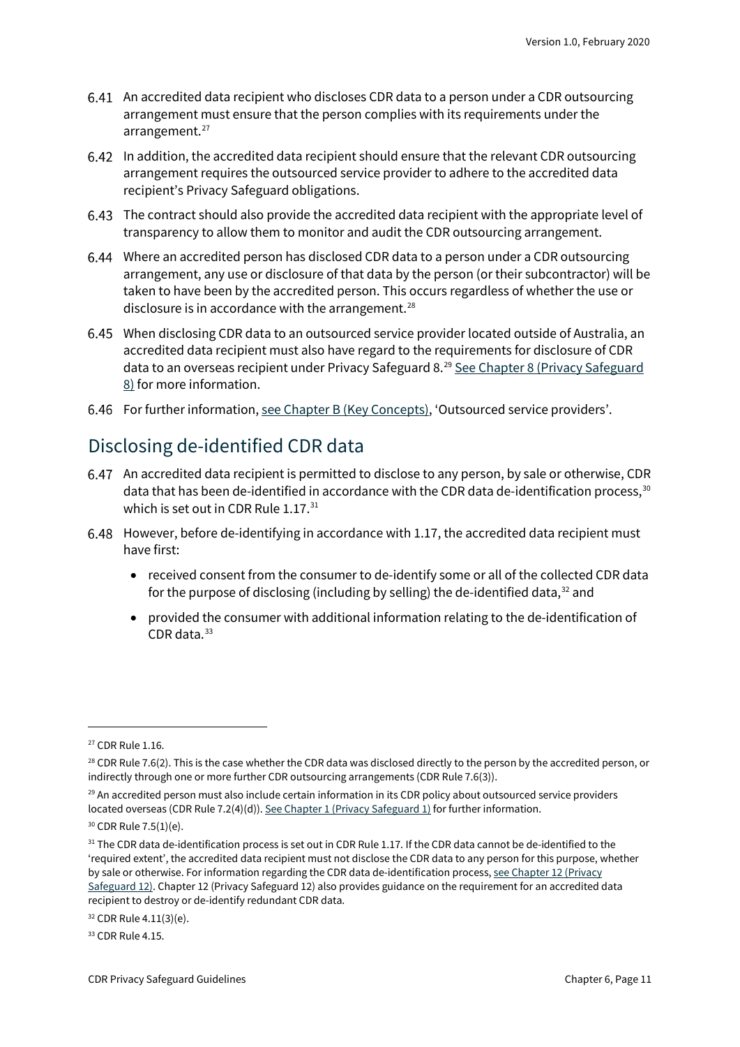6.41 An accredited data recipient who discloses CDR data to a person under a CDR outsourcing arrangement must ensure that the person complies with its requirements under the arrangement.[27]

6.42 In addition, the accredited data recipient should ensure that the relevant CDR outsourcing arrangement requires the outsourced service provider to adhere to the accredited data recipient's Privacy Safeguard obligations.

6.43 The contract should also provide the accredited data recipient with the appropriate level of transparency to allow them to monitor and audit the CDR outsourcing arrangement.

6.44 Where an accredited person has disclosed CDR data to a person under a CDR outsourcing arrangement, any use or disclosure of that data by the person (or their subcontractor) will be taken to have been by the accredited person. This occurs regardless of whether the use or disclosure is in accordance with the arrangement.[28]

6.45 When disclosing CDR data to an outsourced service provider located outside of Australia, an accredited data recipient must also have regard to the requirements for disclosure of CDR data to an overseas recipient under Privacy Safeguard 8.[29] See Chapter 8 (Privacy Safeguard 8) for more information.

6.46 For further information, see Chapter B (Key Concepts), 'Outsourced service providers'.

## Disclosing de-identified CDR data

6.47 An accredited data recipient is permitted to disclose to any person, by sale or otherwise, CDR data that has been de-identified in accordance with the CDR data de-identification process,[30] which is set out in CDR Rule 1.17.[31]

6.48 However, before de-identifying in accordance with 1.17, the accredited data recipient must have first:

- received consent from the consumer to de-identify some or all of the collected CDR data for the purpose of disclosing (including by selling) the de-identified data,[32] and
- provided the consumer with additional information relating to the de-identification of CDR data.[33]

---

[27] CDR Rule 1.16.

[28] CDR Rule 7.6(2). This is the case whether the CDR data was disclosed directly to the person by the accredited person, or indirectly through one or more further CDR outsourcing arrangements (CDR Rule 7.6(3)).

[29] An accredited person must also include certain information in its CDR policy about outsourced service providers located overseas (CDR Rule 7.2(4)(d)). See Chapter 1 (Privacy Safeguard 1) for further information.

[30] CDR Rule 7.5(1)(e).

[31] The CDR data de-identification process is set out in CDR Rule 1.17. If the CDR data cannot be de-identified to the 'required extent', the accredited data recipient must not disclose the CDR data to any person for this purpose, whether by sale or otherwise. For information regarding the CDR data de-identification process, see Chapter 12 (Privacy Safeguard 12). Chapter 12 (Privacy Safeguard 12) also provides guidance on the requirement for an accredited data recipient to destroy or de-identify redundant CDR data.

[32] CDR Rule 4.11(3)(e).

[33] CDR Rule 4.15.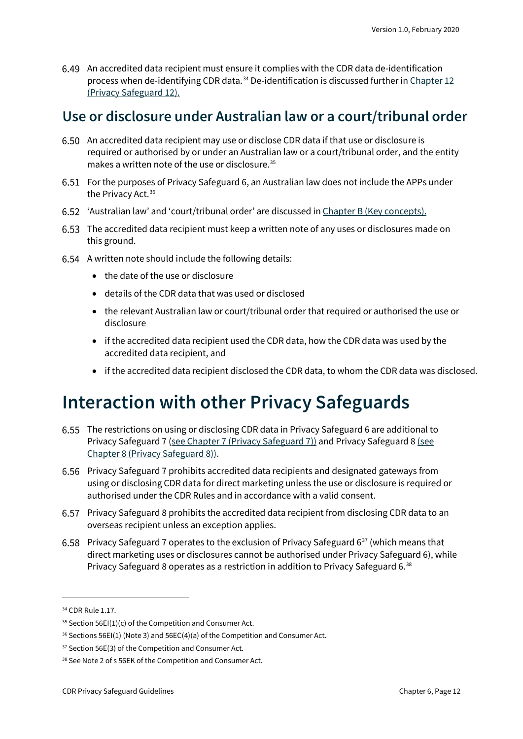6.49 An accredited data recipient must ensure it complies with the CDR data de-identification process when de-identifying CDR data.[34] De-identification is discussed further in Chapter 12 (Privacy Safeguard 12).

## Use or disclosure under Australian law or a court/tribunal order

6.50 An accredited data recipient may use or disclose CDR data if that use or disclosure is required or authorised by or under an Australian law or a court/tribunal order, and the entity makes a written note of the use or disclosure.[35]

6.51 For the purposes of Privacy Safeguard 6, an Australian law does not include the APPs under the Privacy Act.[36]

6.52 'Australian law' and 'court/tribunal order' are discussed in Chapter B (Key concepts).

6.53 The accredited data recipient must keep a written note of any uses or disclosures made on this ground.

6.54 A written note should include the following details:

- the date of the use or disclosure
- details of the CDR data that was used or disclosed
- the relevant Australian law or court/tribunal order that required or authorised the use or disclosure
- if the accredited data recipient used the CDR data, how the CDR data was used by the accredited data recipient, and
- if the accredited data recipient disclosed the CDR data, to whom the CDR data was disclosed.

# Interaction with other Privacy Safeguards

6.55 The restrictions on using or disclosing CDR data in Privacy Safeguard 6 are additional to Privacy Safeguard 7 (see Chapter 7 (Privacy Safeguard 7)) and Privacy Safeguard 8 (see Chapter 8 (Privacy Safeguard 8)).

6.56 Privacy Safeguard 7 prohibits accredited data recipients and designated gateways from using or disclosing CDR data for direct marketing unless the use or disclosure is required or authorised under the CDR Rules and in accordance with a valid consent.

6.57 Privacy Safeguard 8 prohibits the accredited data recipient from disclosing CDR data to an overseas recipient unless an exception applies.

6.58 Privacy Safeguard 7 operates to the exclusion of Privacy Safeguard 6[37] (which means that direct marketing uses or disclosures cannot be authorised under Privacy Safeguard 6), while Privacy Safeguard 8 operates as a restriction in addition to Privacy Safeguard 6.[38]

---

[34] CDR Rule 1.17.

[35] Section 56EI(1)(c) of the Competition and Consumer Act.

[36] Sections 56EI(1) (Note 3) and 56EC(4)(a) of the Competition and Consumer Act.

[37] Section 56E(3) of the Competition and Consumer Act.

[38] See Note 2 of s 56EK of the Competition and Consumer Act.